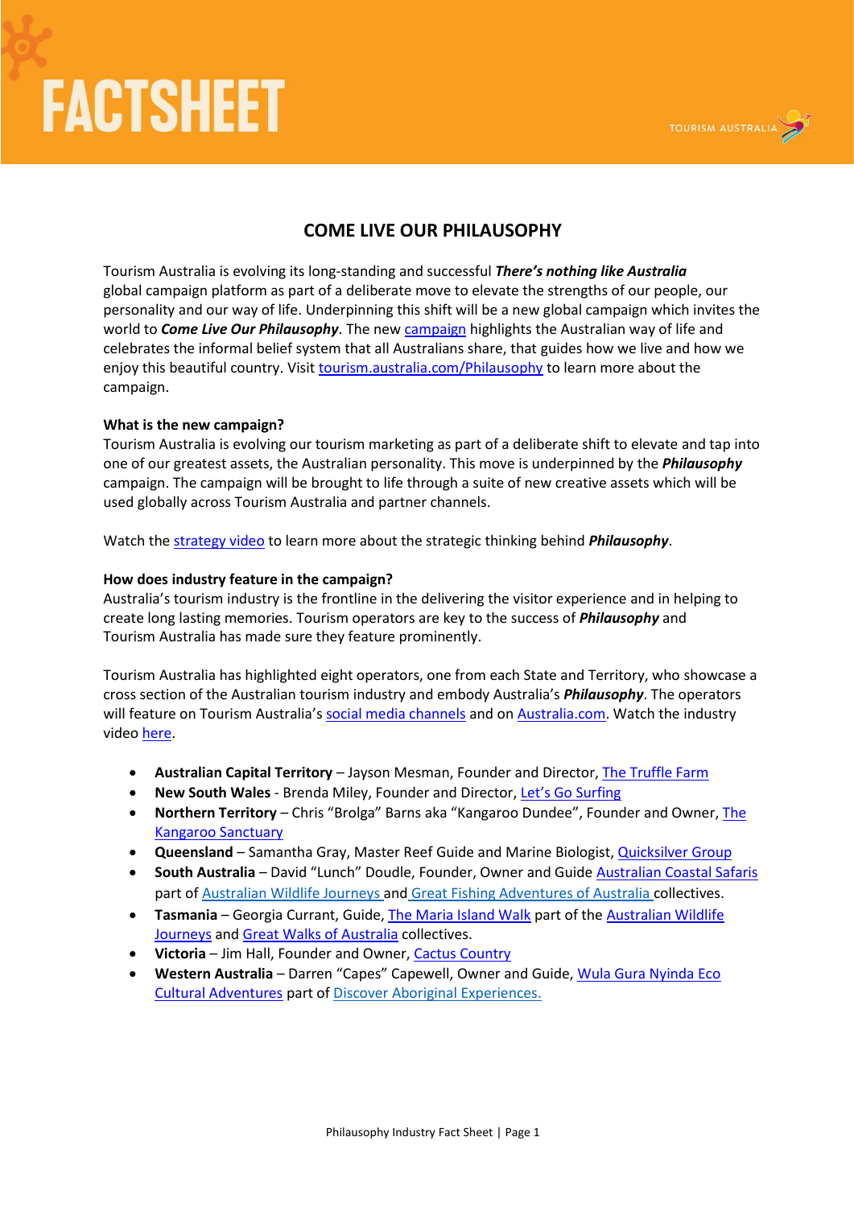# FACTSHEET

TOURISM AUSTRALIA

## COME LIVE OUR PHILAUSOPHY

Tourism Australia is evolving its long-standing and successful ***There's nothing like Australia*** global campaign platform as part of a deliberate move to elevate the strengths of our people, our personality and our way of life. Underpinning this shift will be a new global campaign which invites the world to ***Come Live Our Philausophy***. The new campaign highlights the Australian way of life and celebrates the informal belief system that all Australians share, that guides how we live and how we enjoy this beautiful country. Visit tourism.australia.com/Philausophy to learn more about the campaign.

**What is the new campaign?**

Tourism Australia is evolving our tourism marketing as part of a deliberate shift to elevate and tap into one of our greatest assets, the Australian personality. This move is underpinned by the ***Philausophy*** campaign. The campaign will be brought to life through a suite of new creative assets which will be used globally across Tourism Australia and partner channels.

Watch the strategy video to learn more about the strategic thinking behind ***Philausophy***.

**How does industry feature in the campaign?**

Australia's tourism industry is the frontline in the delivering the visitor experience and in helping to create long lasting memories. Tourism operators are key to the success of ***Philausophy*** and Tourism Australia has made sure they feature prominently.

Tourism Australia has highlighted eight operators, one from each State and Territory, who showcase a cross section of the Australian tourism industry and embody Australia's ***Philausophy***. The operators will feature on Tourism Australia's social media channels and on Australia.com. Watch the industry video here.

- **Australian Capital Territory** – Jayson Mesman, Founder and Director, The Truffle Farm
- **New South Wales** - Brenda Miley, Founder and Director, Let's Go Surfing
- **Northern Territory** – Chris "Brolga" Barns aka "Kangaroo Dundee", Founder and Owner, The Kangaroo Sanctuary
- **Queensland** – Samantha Gray, Master Reef Guide and Marine Biologist, Quicksilver Group
- **South Australia** – David "Lunch" Doudle, Founder, Owner and Guide Australian Coastal Safaris part of Australian Wildlife Journeys and Great Fishing Adventures of Australia collectives.
- **Tasmania** – Georgia Currant, Guide, The Maria Island Walk part of the Australian Wildlife Journeys and Great Walks of Australia collectives.
- **Victoria** – Jim Hall, Founder and Owner, Cactus Country
- **Western Australia** – Darren "Capes" Capewell, Owner and Guide, Wula Gura Nyinda Eco Cultural Adventures part of Discover Aboriginal Experiences.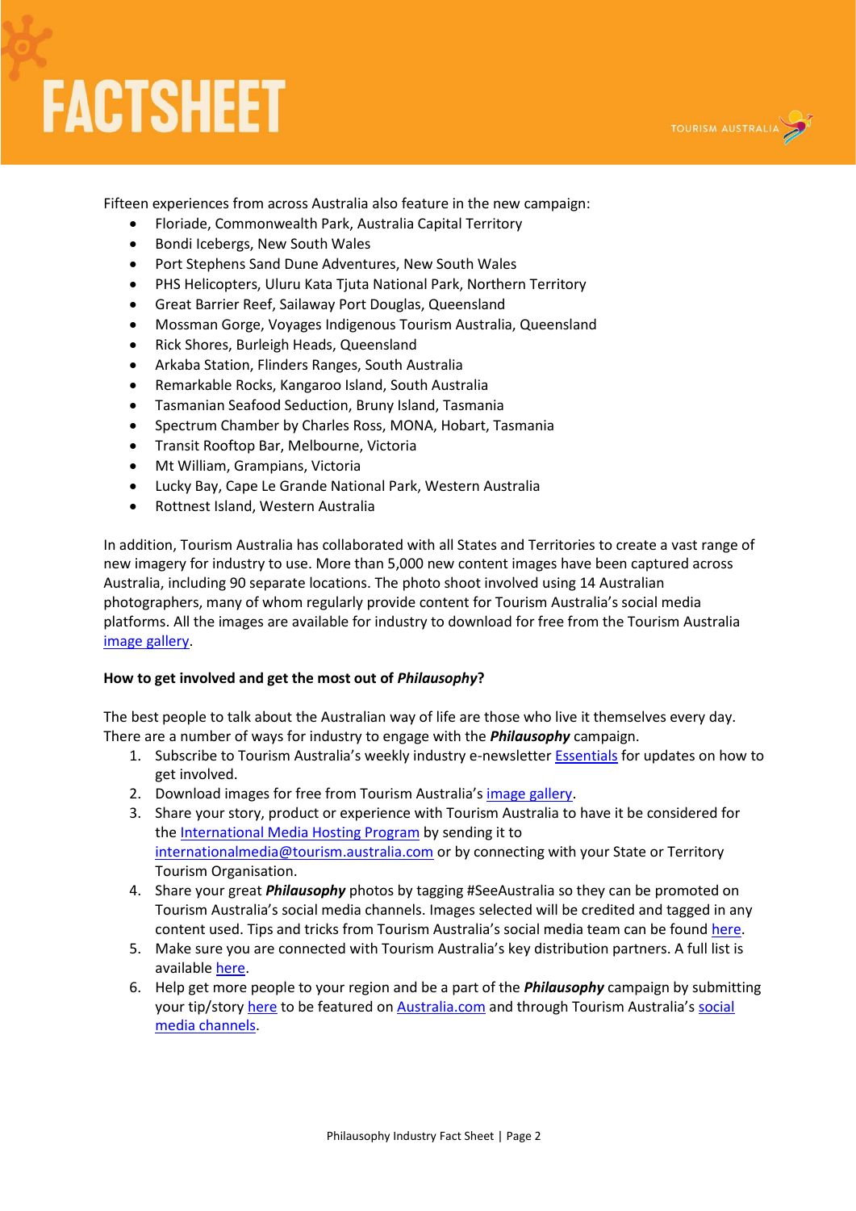Fifteen experiences from across Australia also feature in the new campaign:

- Floriade, Commonwealth Park, Australia Capital Territory
- Bondi Icebergs, New South Wales
- Port Stephens Sand Dune Adventures, New South Wales
- PHS Helicopters, Uluru Kata Tjuta National Park, Northern Territory
- Great Barrier Reef, Sailaway Port Douglas, Queensland
- Mossman Gorge, Voyages Indigenous Tourism Australia, Queensland
- Rick Shores, Burleigh Heads, Queensland
- Arkaba Station, Flinders Ranges, South Australia
- Remarkable Rocks, Kangaroo Island, South Australia
- Tasmanian Seafood Seduction, Bruny Island, Tasmania
- Spectrum Chamber by Charles Ross, MONA, Hobart, Tasmania
- Transit Rooftop Bar, Melbourne, Victoria
- Mt William, Grampians, Victoria
- Lucky Bay, Cape Le Grande National Park, Western Australia
- Rottnest Island, Western Australia

In addition, Tourism Australia has collaborated with all States and Territories to create a vast range of new imagery for industry to use. More than 5,000 new content images have been captured across Australia, including 90 separate locations. The photo shoot involved using 14 Australian photographers, many of whom regularly provide content for Tourism Australia's social media platforms. All the images are available for industry to download for free from the Tourism Australia image gallery.

**How to get involved and get the most out of *Philausophy*?**

The best people to talk about the Australian way of life are those who live it themselves every day. There are a number of ways for industry to engage with the ***Philausophy*** campaign.

1. Subscribe to Tourism Australia's weekly industry e-newsletter Essentials for updates on how to get involved.
2. Download images for free from Tourism Australia's image gallery.
3. Share your story, product or experience with Tourism Australia to have it be considered for the International Media Hosting Program by sending it to internationalmedia@tourism.australia.com or by connecting with your State or Territory Tourism Organisation.
4. Share your great ***Philausophy*** photos by tagging #SeeAustralia so they can be promoted on Tourism Australia's social media channels. Images selected will be credited and tagged in any content used. Tips and tricks from Tourism Australia's social media team can be found here.
5. Make sure you are connected with Tourism Australia's key distribution partners. A full list is available here.
6. Help get more people to your region and be a part of the ***Philausophy*** campaign by submitting your tip/story here to be featured on Australia.com and through Tourism Australia's social media channels.